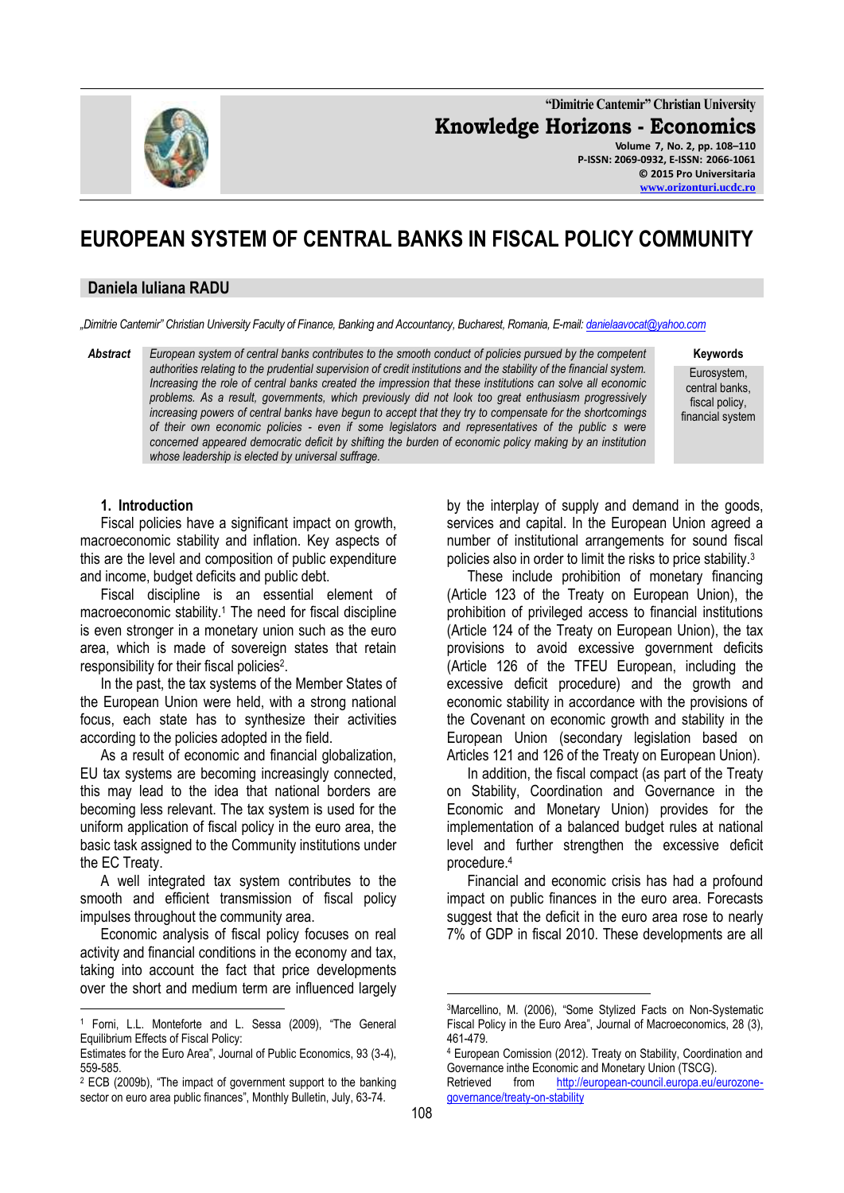# EUROPEAN SYSTEM OF CENTRAL BANKS IN FISCAL POLICY COMMUNITY

## Daniela Iuliana RADU

*„Dimitrie Cantemir" Christian University Faculty of Finance, Banking and Accountancy, Bucharest, Romania, E-mail: danielaavocat@yahoo.com*

**Abstract** *European system of central banks contributes to the smooth conduct of policies pursued by the competent authorities relating to the prudential supervision of credit institutions and the stability of the financial system. Increasing the role of central banks created the impression that these institutions can solve all economic problems. As a result, governments, which previously did not look too great enthusiasm progressively increasing powers of central banks have begun to accept that they try to compensate for the shortcomings of their own economic policies - even if some legislators and representatives of the public s were concerned appeared democratic deficit by shifting the burden of economic policy making by an institution whose leadership is elected by universal suffrage.*

**Keywords**
Eurosystem, central banks, fiscal policy, financial system

### 1. Introduction

Fiscal policies have a significant impact on growth, macroeconomic stability and inflation. Key aspects of this are the level and composition of public expenditure and income, budget deficits and public debt.

Fiscal discipline is an essential element of macroeconomic stability.[1] The need for fiscal discipline is even stronger in a monetary union such as the euro area, which is made of sovereign states that retain responsibility for their fiscal policies[2].

In the past, the tax systems of the Member States of the European Union were held, with a strong national focus, each state has to synthesize their activities according to the policies adopted in the field.

As a result of economic and financial globalization, EU tax systems are becoming increasingly connected, this may lead to the idea that national borders are becoming less relevant. The tax system is used for the uniform application of fiscal policy in the euro area, the basic task assigned to the Community institutions under the EC Treaty.

A well integrated tax system contributes to the smooth and efficient transmission of fiscal policy impulses throughout the community area.

Economic analysis of fiscal policy focuses on real activity and financial conditions in the economy and tax, taking into account the fact that price developments over the short and medium term are influenced largely by the interplay of supply and demand in the goods, services and capital. In the European Union agreed a number of institutional arrangements for sound fiscal policies also in order to limit the risks to price stability.[3]

These include prohibition of monetary financing (Article 123 of the Treaty on European Union), the prohibition of privileged access to financial institutions (Article 124 of the Treaty on European Union), the tax provisions to avoid excessive government deficits (Article 126 of the TFEU European, including the excessive deficit procedure) and the growth and economic stability in accordance with the provisions of the Covenant on economic growth and stability in the European Union (secondary legislation based on Articles 121 and 126 of the Treaty on European Union).

In addition, the fiscal compact (as part of the Treaty on Stability, Coordination and Governance in the Economic and Monetary Union) provides for the implementation of a balanced budget rules at national level and further strengthen the excessive deficit procedure.[4]

Financial and economic crisis has had a profound impact on public finances in the euro area. Forecasts suggest that the deficit in the euro area rose to nearly 7% of GDP in fiscal 2010. These developments are all

---

[1] Forni, L.L. Monteforte and L. Sessa (2009), "The General Equilibrium Effects of Fiscal Policy: Estimates for the Euro Area", Journal of Public Economics, 93 (3-4), 559-585.

[2] ECB (2009b), "The impact of government support to the banking sector on euro area public finances", Monthly Bulletin, July, 63-74.

[3] Marcellino, M. (2006), "Some Stylized Facts on Non-Systematic Fiscal Policy in the Euro Area", Journal of Macroeconomics, 28 (3), 461-479.

[4] European Comission (2012). Treaty on Stability, Coordination and Governance inthe Economic and Monetary Union (TSCG). Retrieved from http://european-council.europa.eu/eurozone-governance/treaty-on-stability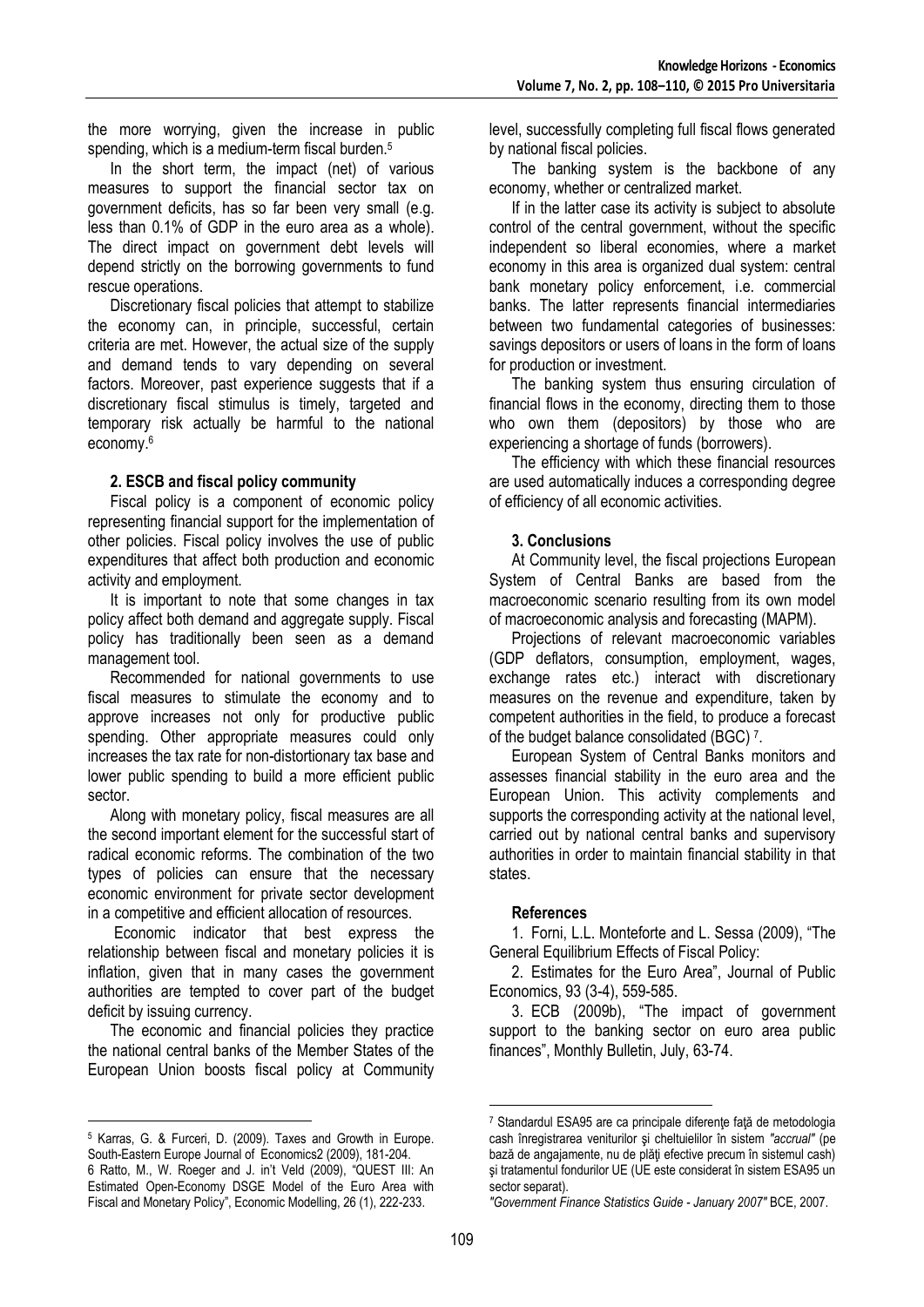the more worrying, given the increase in public spending, which is a medium-term fiscal burden.[5]

In the short term, the impact (net) of various measures to support the financial sector tax on government deficits, has so far been very small (e.g. less than 0.1% of GDP in the euro area as a whole). The direct impact on government debt levels will depend strictly on the borrowing governments to fund rescue operations.

Discretionary fiscal policies that attempt to stabilize the economy can, in principle, successful, certain criteria are met. However, the actual size of the supply and demand tends to vary depending on several factors. Moreover, past experience suggests that if a discretionary fiscal stimulus is timely, targeted and temporary risk actually be harmful to the national economy.[6]

## 2. ESCB and fiscal policy community

Fiscal policy is a component of economic policy representing financial support for the implementation of other policies. Fiscal policy involves the use of public expenditures that affect both production and economic activity and employment.

It is important to note that some changes in tax policy affect both demand and aggregate supply. Fiscal policy has traditionally been seen as a demand management tool.

Recommended for national governments to use fiscal measures to stimulate the economy and to approve increases not only for productive public spending. Other appropriate measures could only increases the tax rate for non-distortionary tax base and lower public spending to build a more efficient public sector.

Along with monetary policy, fiscal measures are all the second important element for the successful start of radical economic reforms. The combination of the two types of policies can ensure that the necessary economic environment for private sector development in a competitive and efficient allocation of resources.

Economic indicator that best express the relationship between fiscal and monetary policies it is inflation, given that in many cases the government authorities are tempted to cover part of the budget deficit by issuing currency.

The economic and financial policies they practice the national central banks of the Member States of the European Union boosts fiscal policy at Community level, successfully completing full fiscal flows generated by national fiscal policies.

The banking system is the backbone of any economy, whether or centralized market.

If in the latter case its activity is subject to absolute control of the central government, without the specific independent so liberal economies, where a market economy in this area is organized dual system: central bank monetary policy enforcement, i.e. commercial banks. The latter represents financial intermediaries between two fundamental categories of businesses: savings depositors or users of loans in the form of loans for production or investment.

The banking system thus ensuring circulation of financial flows in the economy, directing them to those who own them (depositors) by those who are experiencing a shortage of funds (borrowers).

The efficiency with which these financial resources are used automatically induces a corresponding degree of efficiency of all economic activities.

## 3. Conclusions

At Community level, the fiscal projections European System of Central Banks are based from the macroeconomic scenario resulting from its own model of macroeconomic analysis and forecasting (MAPM).

Projections of relevant macroeconomic variables (GDP deflators, consumption, employment, wages, exchange rates etc.) interact with discretionary measures on the revenue and expenditure, taken by competent authorities in the field, to produce a forecast of the budget balance consolidated (BGC)[7].

European System of Central Banks monitors and assesses financial stability in the euro area and the European Union. This activity complements and supports the corresponding activity at the national level, carried out by national central banks and supervisory authorities in order to maintain financial stability in that states.

## References

1. Forni, L.L. Monteforte and L. Sessa (2009), "The General Equilibrium Effects of Fiscal Policy:
2. Estimates for the Euro Area", Journal of Public Economics, 93 (3-4), 559-585.
3. ECB (2009b), "The impact of government support to the banking sector on euro area public finances", Monthly Bulletin, July, 63-74.

---

[5] Karras, G. & Furceri, D. (2009). Taxes and Growth in Europe. South-Eastern Europe Journal of Economics2 (2009), 181-204.

[6] Ratto, M., W. Roeger and J. in't Veld (2009), "QUEST III: An Estimated Open-Economy DSGE Model of the Euro Area with Fiscal and Monetary Policy", Economic Modelling, 26 (1), 222-233.

[7] Standardul ESA95 are ca principale diferenţe faţă de metodologia cash înregistrarea veniturilor şi cheltuielilor în sistem *"accrual"* (pe bază de angajamente, nu de plăţi efective precum în sistemul cash) şi tratamentul fondurilor UE (UE este considerat în sistem ESA95 un sector separat).

*"Government Finance Statistics Guide - January 2007"* BCE, 2007.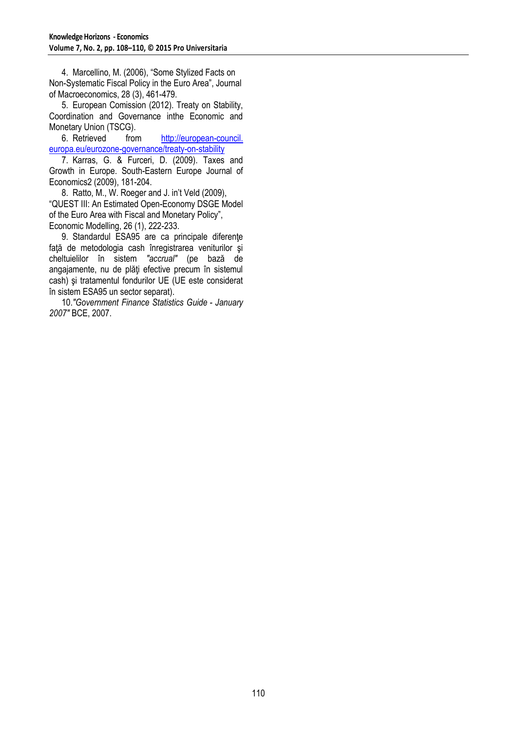4. Marcellino, M. (2006), "Some Stylized Facts on Non-Systematic Fiscal Policy in the Euro Area", Journal of Macroeconomics, 28 (3), 461-479.

5. European Comission (2012). Treaty on Stability, Coordination and Governance inthe Economic and Monetary Union (TSCG).

6. Retrieved from http://european-council.europa.eu/eurozone-governance/treaty-on-stability

7. Karras, G. & Furceri, D. (2009). Taxes and Growth in Europe. South-Eastern Europe Journal of Economics2 (2009), 181-204.

8. Ratto, M., W. Roeger and J. in't Veld (2009), "QUEST III: An Estimated Open-Economy DSGE Model of the Euro Area with Fiscal and Monetary Policy", Economic Modelling, 26 (1), 222-233.

9. Standardul ESA95 are ca principale diferenţe faţă de metodologia cash înregistrarea veniturilor şi cheltuielilor în sistem *"accrual"* (pe bază de angajamente, nu de plăţi efective precum în sistemul cash) şi tratamentul fondurilor UE (UE este considerat în sistem ESA95 un sector separat).

10.*"Government Finance Statistics Guide - January 2007"* BCE, 2007.